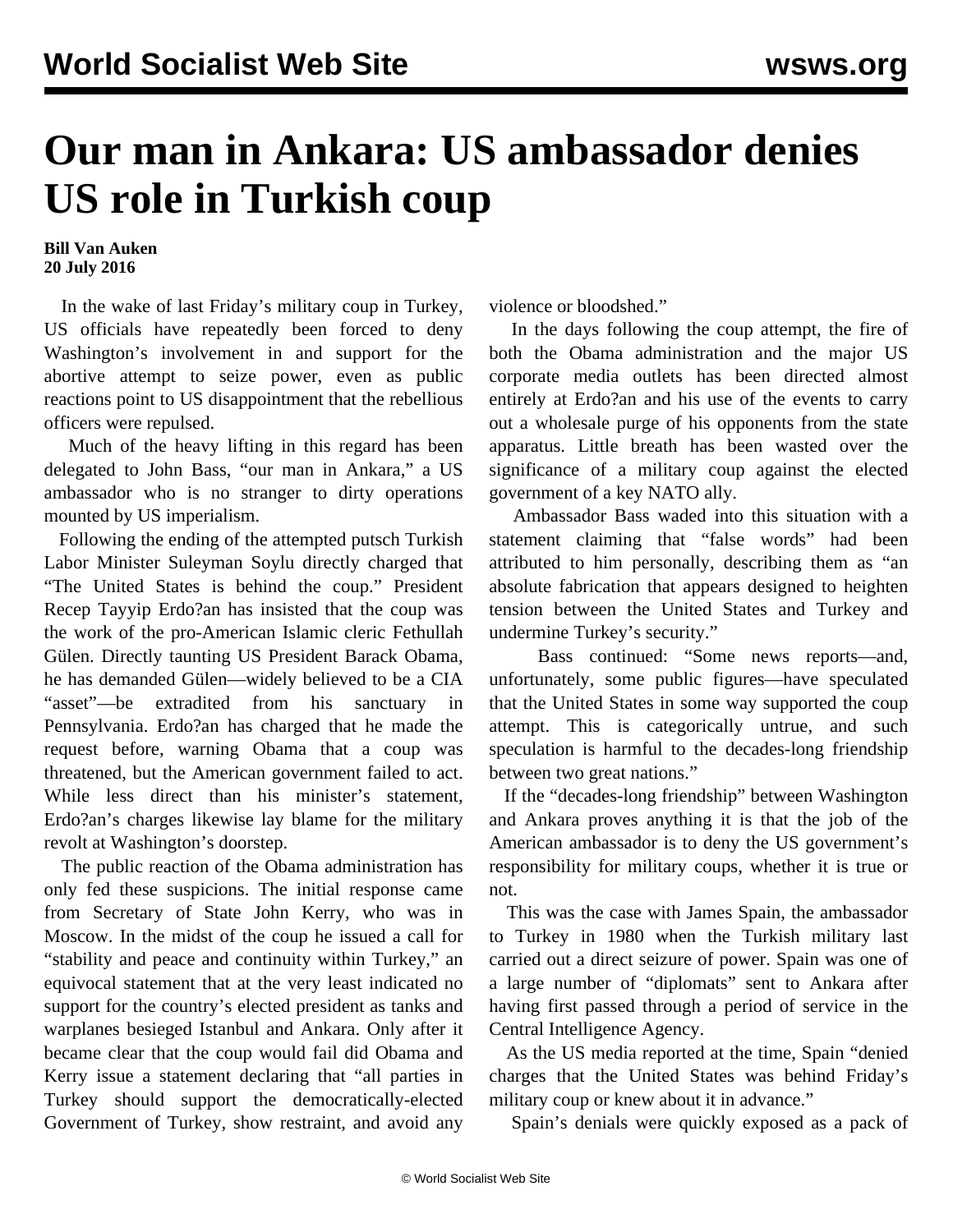# Our man in Ankara: US ambassador denies US role in Turkish coup

**Bill Van Auken**
**20 July 2016**

In the wake of last Friday's military coup in Turkey, US officials have repeatedly been forced to deny Washington's involvement in and support for the abortive attempt to seize power, even as public reactions point to US disappointment that the rebellious officers were repulsed.

Much of the heavy lifting in this regard has been delegated to John Bass, "our man in Ankara," a US ambassador who is no stranger to dirty operations mounted by US imperialism.

Following the ending of the attempted putsch Turkish Labor Minister Suleyman Soylu directly charged that "The United States is behind the coup." President Recep Tayyip Erdo?an has insisted that the coup was the work of the pro-American Islamic cleric Fethullah Gülen. Directly taunting US President Barack Obama, he has demanded Gülen—widely believed to be a CIA "asset"—be extradited from his sanctuary in Pennsylvania. Erdo?an has charged that he made the request before, warning Obama that a coup was threatened, but the American government failed to act. While less direct than his minister's statement, Erdo?an's charges likewise lay blame for the military revolt at Washington's doorstep.

The public reaction of the Obama administration has only fed these suspicions. The initial response came from Secretary of State John Kerry, who was in Moscow. In the midst of the coup he issued a call for "stability and peace and continuity within Turkey," an equivocal statement that at the very least indicated no support for the country's elected president as tanks and warplanes besieged Istanbul and Ankara. Only after it became clear that the coup would fail did Obama and Kerry issue a statement declaring that "all parties in Turkey should support the democratically-elected Government of Turkey, show restraint, and avoid any violence or bloodshed."

In the days following the coup attempt, the fire of both the Obama administration and the major US corporate media outlets has been directed almost entirely at Erdo?an and his use of the events to carry out a wholesale purge of his opponents from the state apparatus. Little breath has been wasted over the significance of a military coup against the elected government of a key NATO ally.

Ambassador Bass waded into this situation with a statement claiming that "false words" had been attributed to him personally, describing them as "an absolute fabrication that appears designed to heighten tension between the United States and Turkey and undermine Turkey's security."

Bass continued: "Some news reports—and, unfortunately, some public figures—have speculated that the United States in some way supported the coup attempt. This is categorically untrue, and such speculation is harmful to the decades-long friendship between two great nations."

If the "decades-long friendship" between Washington and Ankara proves anything it is that the job of the American ambassador is to deny the US government's responsibility for military coups, whether it is true or not.

This was the case with James Spain, the ambassador to Turkey in 1980 when the Turkish military last carried out a direct seizure of power. Spain was one of a large number of "diplomats" sent to Ankara after having first passed through a period of service in the Central Intelligence Agency.

As the US media reported at the time, Spain "denied charges that the United States was behind Friday's military coup or knew about it in advance."

Spain's denials were quickly exposed as a pack of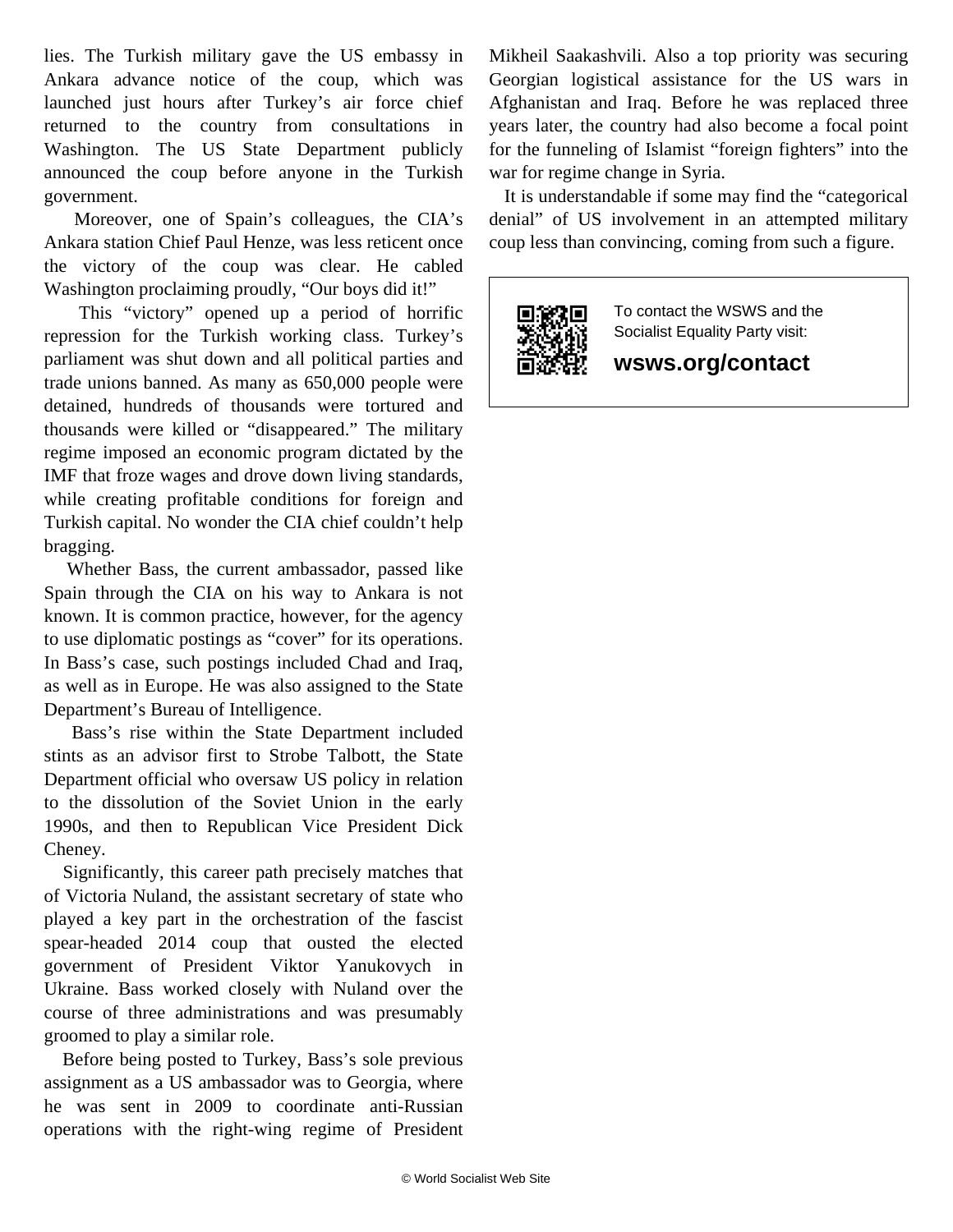lies. The Turkish military gave the US embassy in Ankara advance notice of the coup, which was launched just hours after Turkey's air force chief returned to the country from consultations in Washington. The US State Department publicly announced the coup before anyone in the Turkish government.

Moreover, one of Spain's colleagues, the CIA's Ankara station Chief Paul Henze, was less reticent once the victory of the coup was clear. He cabled Washington proclaiming proudly, "Our boys did it!"

This "victory" opened up a period of horrific repression for the Turkish working class. Turkey's parliament was shut down and all political parties and trade unions banned. As many as 650,000 people were detained, hundreds of thousands were tortured and thousands were killed or "disappeared." The military regime imposed an economic program dictated by the IMF that froze wages and drove down living standards, while creating profitable conditions for foreign and Turkish capital. No wonder the CIA chief couldn't help bragging.

Whether Bass, the current ambassador, passed like Spain through the CIA on his way to Ankara is not known. It is common practice, however, for the agency to use diplomatic postings as "cover" for its operations. In Bass's case, such postings included Chad and Iraq, as well as in Europe. He was also assigned to the State Department's Bureau of Intelligence.

Bass's rise within the State Department included stints as an advisor first to Strobe Talbott, the State Department official who oversaw US policy in relation to the dissolution of the Soviet Union in the early 1990s, and then to Republican Vice President Dick Cheney.

Significantly, this career path precisely matches that of Victoria Nuland, the assistant secretary of state who played a key part in the orchestration of the fascist spear-headed 2014 coup that ousted the elected government of President Viktor Yanukovych in Ukraine. Bass worked closely with Nuland over the course of three administrations and was presumably groomed to play a similar role.

Before being posted to Turkey, Bass's sole previous assignment as a US ambassador was to Georgia, where he was sent in 2009 to coordinate anti-Russian operations with the right-wing regime of President Mikheil Saakashvili. Also a top priority was securing Georgian logistical assistance for the US wars in Afghanistan and Iraq. Before he was replaced three years later, the country had also become a focal point for the funneling of Islamist "foreign fighters" into the war for regime change in Syria.

It is understandable if some may find the "categorical denial" of US involvement in an attempted military coup less than convincing, coming from such a figure.

To contact the WSWS and the Socialist Equality Party visit:

**wsws.org/contact**